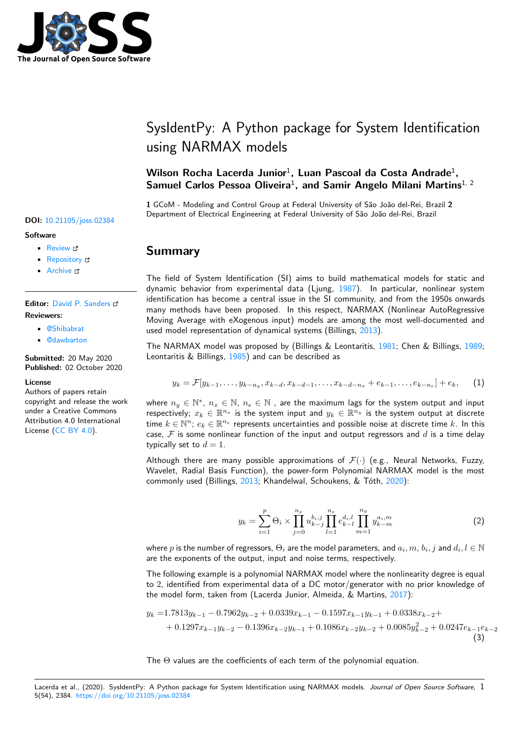# SysIdentPy: A Python package for System Identification using NARMAX models

**Wilson Rocha Lacerda Junior**[1], **Luan Pascoal da Costa Andrade**[1], **Samuel Carlos Pessoa Oliveira**[1], **and Samir Angelo Milani Martins**[1, 2]

**1** GCoM - Modeling and Control Group at Federal University of São João del-Rei, Brazil **2** Department of Electrical Engineering at Federal University of São João del-Rei, Brazil

**DOI:** 10.21105/joss.02384

**Software**

- Review
- Repository
- Archive

**Editor:** David P. Sanders

**Reviewers:**

- @Shibabrat
- @dawbarton

**Submitted:** 20 May 2020
**Published:** 02 October 2020

**License**
Authors of papers retain copyright and release the work under a Creative Commons Attribution 4.0 International License (CC BY 4.0).

## Summary

The field of System Identification (SI) aims to build mathematical models for static and dynamic behavior from experimental data (Ljung, 1987). In particular, nonlinear system identification has become a central issue in the SI community, and from the 1950s onwards many methods have been proposed. In this respect, NARMAX (Nonlinear AutoRegressive Moving Average with eXogenous input) models are among the most well-documented and used model representation of dynamical systems (Billings, 2013).

The NARMAX model was proposed by (Billings & Leontaritis, 1981; Chen & Billings, 1989; Leontaritis & Billings, 1985) and can be described as

$$y_k = \mathcal{F}[y_{k-1}, \dots, y_{k-n_y}, x_{k-d}, x_{k-d-1}, \dots, x_{k-d-n_x} + e_{k-1}, \dots, e_{k-n_e}] + e_k, \qquad (1)$$

where $n_y \in \mathbb{N}^*$, $n_x \in \mathbb{N}$, $n_e \in \mathbb{N}$ , are the maximum lags for the system output and input respectively; $x_k \in \mathbb{R}^{n_x}$ is the system input and $y_k \in \mathbb{R}^{n_y}$ is the system output at discrete time $k \in \mathbb{N}^n$; $e_k \in \mathbb{R}^{n_e}$ represents uncertainties and possible noise at discrete time $k$. In this case, $\mathcal{F}$ is some nonlinear function of the input and output regressors and $d$ is a time delay typically set to $d = 1$.

Although there are many possible approximations of $\mathcal{F}(\cdot)$ (e.g., Neural Networks, Fuzzy, Wavelet, Radial Basis Function), the power-form Polynomial NARMAX model is the most commonly used (Billings, 2013; Khandelwal, Schoukens, & Tóth, 2020):

$$y_k = \sum_{i=1}^{p} \Theta_i \times \prod_{j=0}^{n_x} u_{k-j}^{b_i,j} \prod_{l=1}^{n_e} e_{k-l}^{d_i,l} \prod_{m=1}^{n_y} y_{k-m}^{a_i,m} \qquad (2)$$

where $p$ is the number of regressors, $\Theta_i$ are the model parameters, and $a_i, m, b_i, j$ and $d_i, l \in \mathbb{N}$ are the exponents of the output, input and noise terms, respectively.

The following example is a polynomial NARMAX model where the nonlinearity degree is equal to 2, identified from experimental data of a DC motor/generator with no prior knowledge of the model form, taken from (Lacerda Junior, Almeida, & Martins, 2017):

$$\begin{aligned} y_k =& 1.7813y_{k-1} - 0.7962y_{k-2} + 0.0339x_{k-1} - 0.1597x_{k-1}y_{k-1} + 0.0338x_{k-2} + \\ &+ 0.1297x_{k-1}y_{k-2} - 0.1396x_{k-2}y_{k-1} + 0.1086x_{k-2}y_{k-2} + 0.0085y_{k-2}^2 + 0.0247e_{k-1}e_{k-2} \end{aligned} \qquad (3)$$

The $\Theta$ values are the coefficients of each term of the polynomial equation.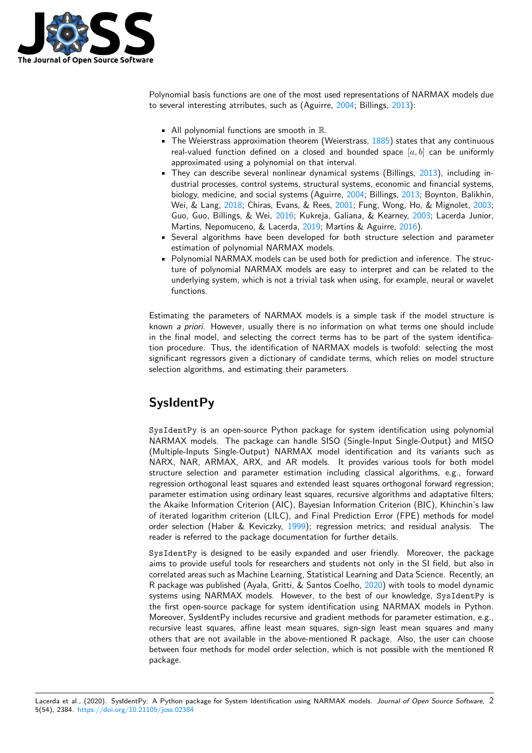Polynomial basis functions are one of the most used representations of NARMAX models due to several interesting atrributes, such as (Aguirre, 2004; Billings, 2013):

- All polynomial functions are smooth in $\mathbb{R}$.
- The Weierstrass approximation theorem (Weierstrass, 1885) states that any continuous real-valued function defined on a closed and bounded space $[a, b]$ can be uniformly approximated using a polynomial on that interval.
- They can describe several nonlinear dynamical systems (Billings, 2013), including industrial processes, control systems, structural systems, economic and financial systems, biology, medicine, and social systems (Aguirre, 2004; Billings, 2013; Boynton, Balikhin, Wei, & Lang, 2018; Chiras, Evans, & Rees, 2001; Fung, Wong, Ho, & Mignolet, 2003; Guo, Guo, Billings, & Wei, 2016; Kukreja, Galiana, & Kearney, 2003; Lacerda Junior, Martins, Nepomuceno, & Lacerda, 2019; Martins & Aguirre, 2016).
- Several algorithms have been developed for both structure selection and parameter estimation of polynomial NARMAX models.
- Polynomial NARMAX models can be used both for prediction and inference. The structure of polynomial NARMAX models are easy to interpret and can be related to the underlying system, which is not a trivial task when using, for example, neural or wavelet functions.

Estimating the parameters of NARMAX models is a simple task if the model structure is known *a priori*. However, usually there is no information on what terms one should include in the final model, and selecting the correct terms has to be part of the system identification procedure. Thus, the identification of NARMAX models is twofold: selecting the most significant regressors given a dictionary of candidate terms, which relies on model structure selection algorithms, and estimating their parameters.

# SysIdentPy

`SysIdentPy` is an open-source Python package for system identification using polynomial NARMAX models. The package can handle SISO (Single-Input Single-Output) and MISO (Multiple-Inputs Single-Output) NARMAX model identification and its variants such as NARX, NAR, ARMAX, ARX, and AR models. It provides various tools for both model structure selection and parameter estimation including classical algorithms, e.g., forward regression orthogonal least squares and extended least squares orthogonal forward regression; parameter estimation using ordinary least squares, recursive algorithms and adaptative filters; the Akaike Information Criterion (AIC), Bayesian Information Criterion (BIC), Khinchin's law of iterated logarithm criterion (LILC), and Final Prediction Error (FPE) methods for model order selection (Haber & Keviczky, 1999); regression metrics; and residual analysis. The reader is referred to the package documentation for further details.

`SysIdentPy` is designed to be easily expanded and user friendly. Moreover, the package aims to provide useful tools for researchers and students not only in the SI field, but also in correlated areas such as Machine Learning, Statistical Learning and Data Science. Recently, an R package was published (Ayala, Gritti, & Santos Coelho, 2020) with tools to model dynamic systems using NARMAX models. However, to the best of our knowledge, `SysIdentPy` is the first open-source package for system identification using NARMAX models in Python. Moreover, SysIdentPy includes recursive and gradient methods for parameter estimation, e.g., recursive least squares, affine least mean squares, sign-sign least mean squares and many others that are not available in the above-mentioned R package. Also, the user can choose between four methods for model order selection, which is not possible with the mentioned R package.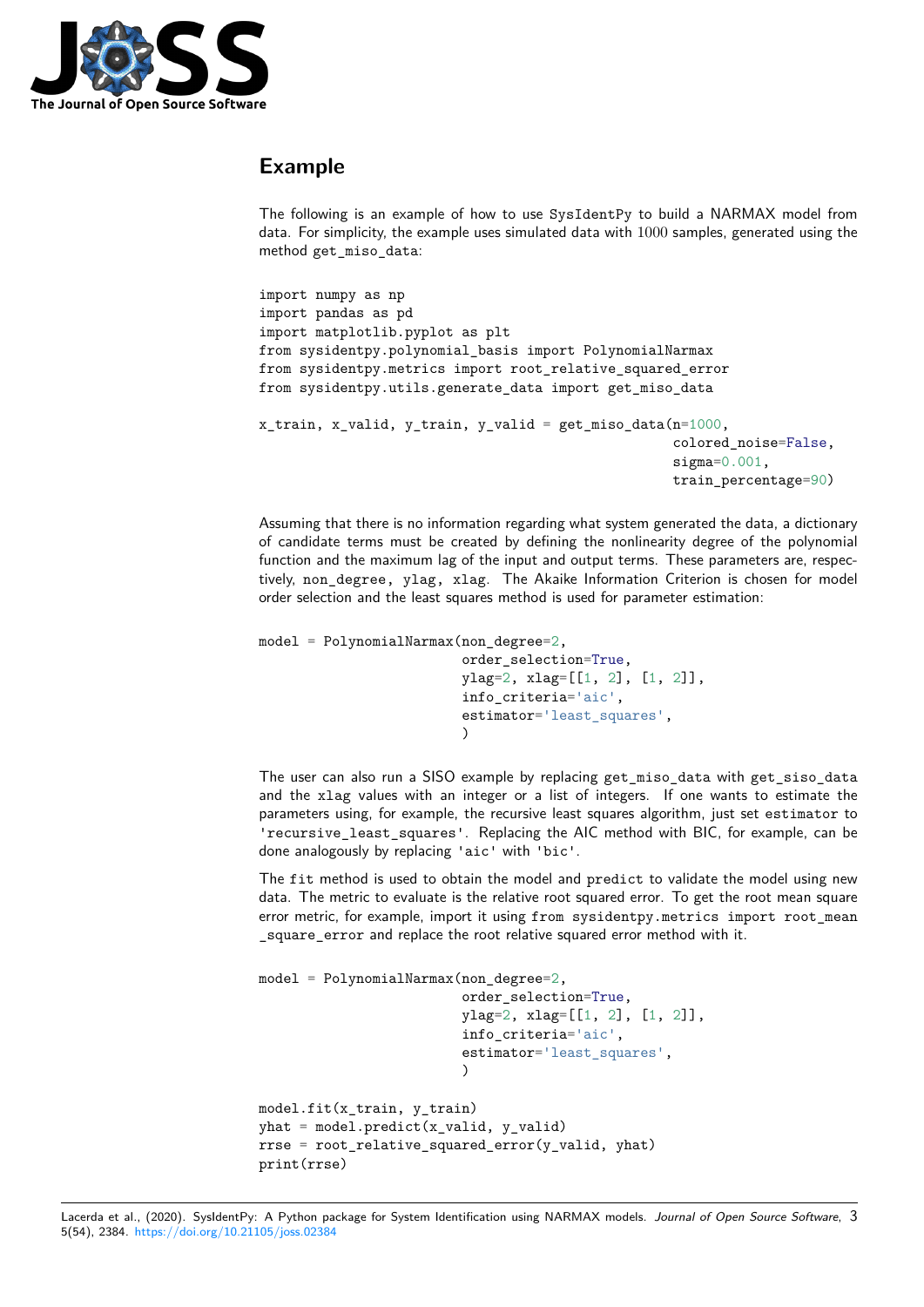## Example

The following is an example of how to use `SysIdentPy` to build a NARMAX model from data. For simplicity, the example uses simulated data with $1000$ samples, generated using the method `get_miso_data`:

```
import numpy as np
import pandas as pd
import matplotlib.pyplot as plt
from sysidentpy.polynomial_basis import PolynomialNarmax
from sysidentpy.metrics import root_relative_squared_error
from sysidentpy.utils.generate_data import get_miso_data

x_train, x_valid, y_train, y_valid = get_miso_data(n=1000,
                                                   colored_noise=False,
                                                   sigma=0.001,
                                                   train_percentage=90)
```

Assuming that there is no information regarding what system generated the data, a dictionary of candidate terms must be created by defining the nonlinearity degree of the polynomial function and the maximum lag of the input and output terms. These parameters are, respectively, `non_degree`, `ylag`, `xlag`. The Akaike Information Criterion is chosen for model order selection and the least squares method is used for parameter estimation:

```
model = PolynomialNarmax(non_degree=2,
                         order_selection=True,
                         ylag=2, xlag=[[1, 2], [1, 2]],
                         info_criteria='aic',
                         estimator='least_squares',
                         )
```

The user can also run a SISO example by replacing `get_miso_data` with `get_siso_data` and the `xlag` values with an integer or a list of integers. If one wants to estimate the parameters using, for example, the recursive least squares algorithm, just set `estimator` to `'recursive_least_squares'`. Replacing the AIC method with BIC, for example, can be done analogously by replacing `'aic'` with `'bic'`.

The `fit` method is used to obtain the model and `predict` to validate the model using new data. The metric to evaluate is the relative root squared error. To get the root mean square error metric, for example, import it using `from sysidentpy.metrics import root_mean_square_error` and replace the root relative squared error method with it.

```
model = PolynomialNarmax(non_degree=2,
                         order_selection=True,
                         ylag=2, xlag=[[1, 2], [1, 2]],
                         info_criteria='aic',
                         estimator='least_squares',
                         )

model.fit(x_train, y_train)
yhat = model.predict(x_valid, y_valid)
rrse = root_relative_squared_error(y_valid, yhat)
print(rrse)
```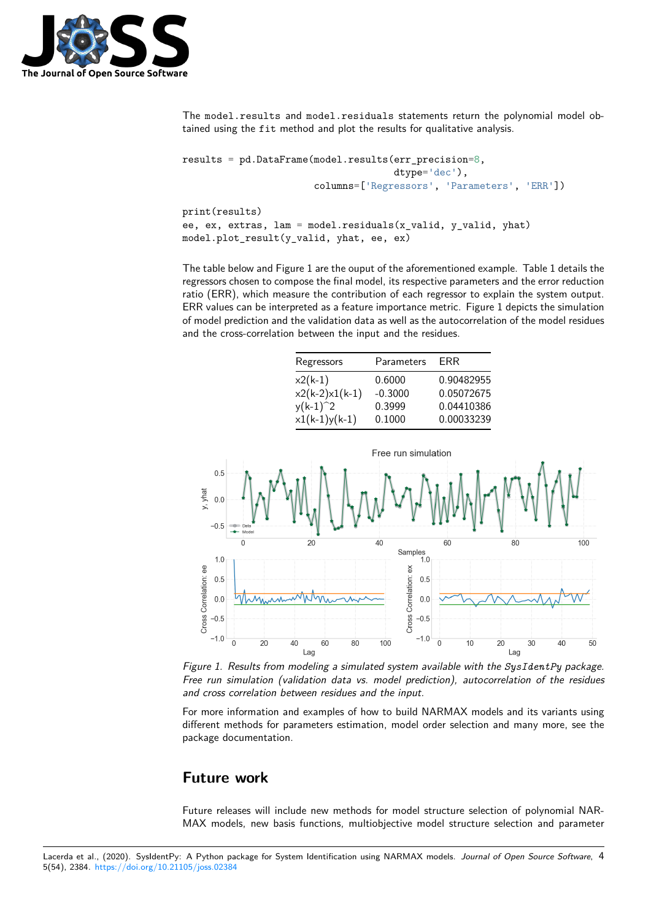The `model.results` and `model.residuals` statements return the polynomial model obtained using the `fit` method and plot the results for qualitative analysis.

```
results = pd.DataFrame(model.results(err_precision=8,
                                     dtype='dec'),
                       columns=['Regressors', 'Parameters', 'ERR'])

print(results)
ee, ex, extras, lam = model.residuals(x_valid, y_valid, yhat)
model.plot_result(y_valid, yhat, ee, ex)
```

The table below and Figure 1 are the ouput of the aforementioned example. Table 1 details the regressors chosen to compose the final model, its respective parameters and the error reduction ratio (ERR), which measure the contribution of each regressor to explain the system output. ERR values can be interpreted as a feature importance metric. Figure 1 depicts the simulation of model prediction and the validation data as well as the autocorrelation of the model residues and the cross-correlation between the input and the residues.

| Regressors | Parameters | ERR |
|---|---|---|
| x2(k-1) | 0.6000 | 0.90482955 |
| x2(k-2)x1(k-1) | -0.3000 | 0.05072675 |
| y(k-1)^2 | 0.3999 | 0.04410386 |
| x1(k-1)y(k-1) | 0.1000 | 0.00033239 |

*Figure 1. Results from modeling a simulated system available with the `SysIdentPy` package. Free run simulation (validation data vs. model prediction), autocorrelation of the residues and cross correlation between residues and the input.*

For more information and examples of how to build NARMAX models and its variants using different methods for parameters estimation, model order selection and many more, see the package documentation.

## Future work

Future releases will include new methods for model structure selection of polynomial NARMAX models, new basis functions, multiobjective model structure selection and parameter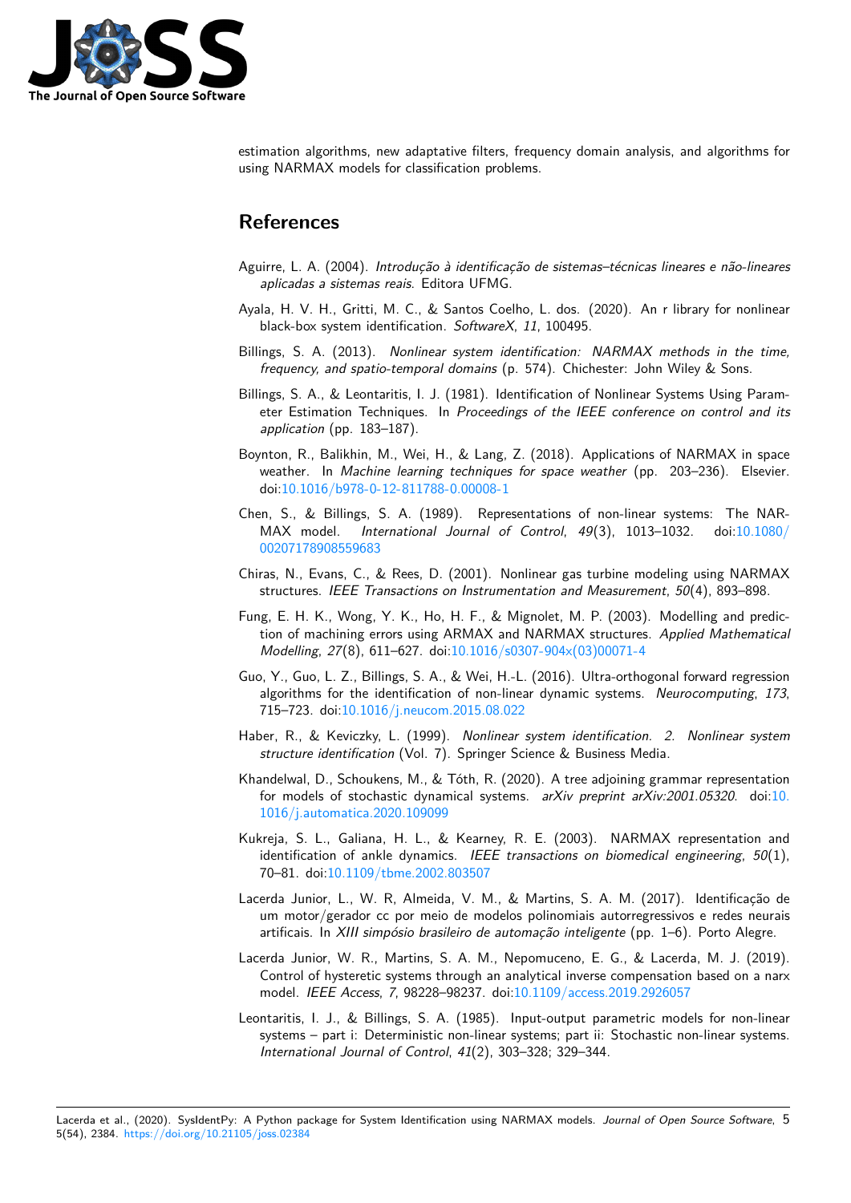estimation algorithms, new adaptative filters, frequency domain analysis, and algorithms for using NARMAX models for classification problems.

# References

Aguirre, L. A. (2004). *Introdução à identificação de sistemas–técnicas lineares e não-lineares aplicadas a sistemas reais*. Editora UFMG.

Ayala, H. V. H., Gritti, M. C., & Santos Coelho, L. dos. (2020). An r library for nonlinear black-box system identification. *SoftwareX*, *11*, 100495.

Billings, S. A. (2013). *Nonlinear system identification: NARMAX methods in the time, frequency, and spatio-temporal domains* (p. 574). Chichester: John Wiley & Sons.

Billings, S. A., & Leontaritis, I. J. (1981). Identification of Nonlinear Systems Using Parameter Estimation Techniques. In *Proceedings of the IEEE conference on control and its application* (pp. 183–187).

Boynton, R., Balikhin, M., Wei, H., & Lang, Z. (2018). Applications of NARMAX in space weather. In *Machine learning techniques for space weather* (pp. 203–236). Elsevier. doi:10.1016/b978-0-12-811788-0.00008-1

Chen, S., & Billings, S. A. (1989). Representations of non-linear systems: The NARMAX model. *International Journal of Control*, *49*(3), 1013–1032. doi:10.1080/00207178908559683

Chiras, N., Evans, C., & Rees, D. (2001). Nonlinear gas turbine modeling using NARMAX structures. *IEEE Transactions on Instrumentation and Measurement*, *50*(4), 893–898.

Fung, E. H. K., Wong, Y. K., Ho, H. F., & Mignolet, M. P. (2003). Modelling and prediction of machining errors using ARMAX and NARMAX structures. *Applied Mathematical Modelling*, *27*(8), 611–627. doi:10.1016/s0307-904x(03)00071-4

Guo, Y., Guo, L. Z., Billings, S. A., & Wei, H.-L. (2016). Ultra-orthogonal forward regression algorithms for the identification of non-linear dynamic systems. *Neurocomputing*, *173*, 715–723. doi:10.1016/j.neucom.2015.08.022

Haber, R., & Keviczky, L. (1999). *Nonlinear system identification. 2. Nonlinear system structure identification* (Vol. 7). Springer Science & Business Media.

Khandelwal, D., Schoukens, M., & Tóth, R. (2020). A tree adjoining grammar representation for models of stochastic dynamical systems. *arXiv preprint arXiv:2001.05320*. doi:10.1016/j.automatica.2020.109099

Kukreja, S. L., Galiana, H. L., & Kearney, R. E. (2003). NARMAX representation and identification of ankle dynamics. *IEEE transactions on biomedical engineering*, *50*(1), 70–81. doi:10.1109/tbme.2002.803507

Lacerda Junior, L., W. R, Almeida, V. M., & Martins, S. A. M. (2017). Identificação de um motor/gerador cc por meio de modelos polinomiais autorregressivos e redes neurais artificais. In *XIII simpósio brasileiro de automação inteligente* (pp. 1–6). Porto Alegre.

Lacerda Junior, W. R., Martins, S. A. M., Nepomuceno, E. G., & Lacerda, M. J. (2019). Control of hysteretic systems through an analytical inverse compensation based on a narx model. *IEEE Access*, *7*, 98228–98237. doi:10.1109/access.2019.2926057

Leontaritis, I. J., & Billings, S. A. (1985). Input-output parametric models for non-linear systems – part i: Deterministic non-linear systems; part ii: Stochastic non-linear systems. *International Journal of Control*, *41*(2), 303–328; 329–344.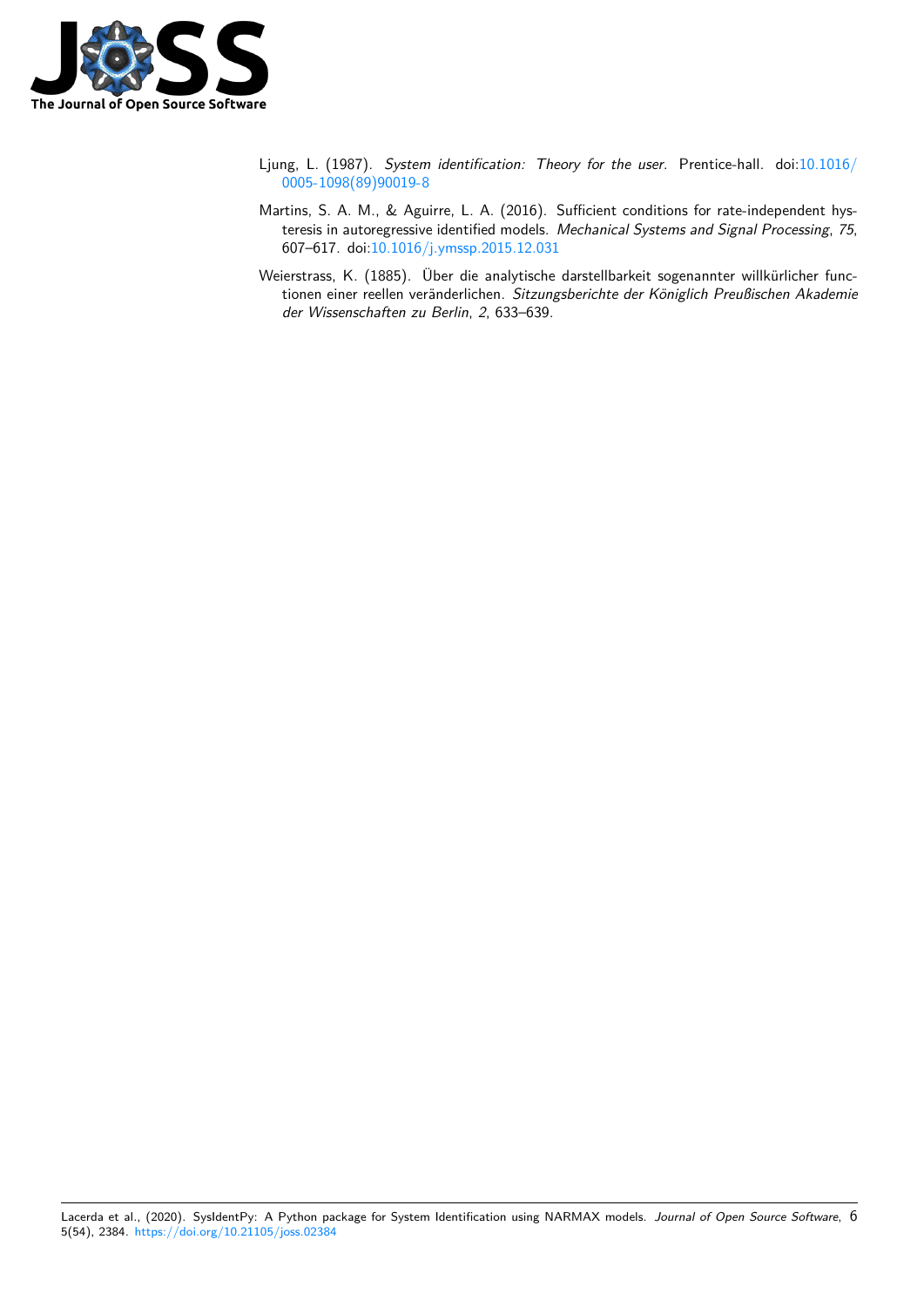Ljung, L. (1987). *System identification: Theory for the user*. Prentice-hall. doi:10.1016/0005-1098(89)90019-8

Martins, S. A. M., & Aguirre, L. A. (2016). Sufficient conditions for rate-independent hysteresis in autoregressive identified models. *Mechanical Systems and Signal Processing*, *75*, 607–617. doi:10.1016/j.ymssp.2015.12.031

Weierstrass, K. (1885). Über die analytische darstellbarkeit sogenannter willkürlicher functionen einer reellen veränderlichen. *Sitzungsberichte der Königlich Preußischen Akademie der Wissenschaften zu Berlin*, *2*, 633–639.